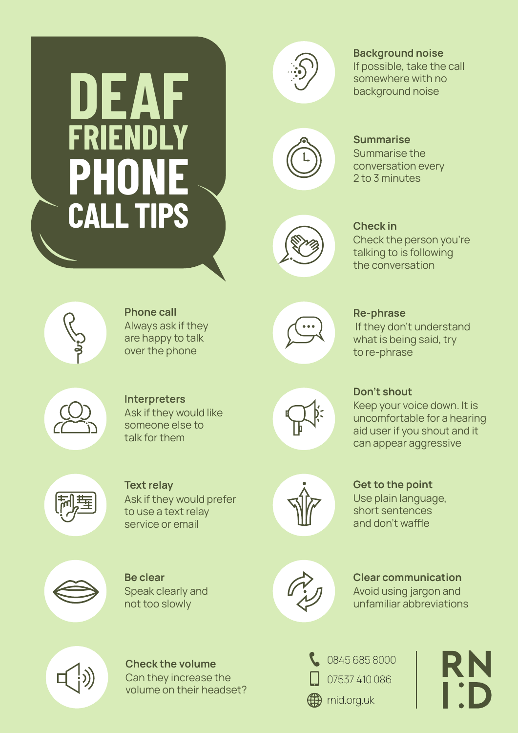# DEAF FRIENDLY PHONE CALL TIPS

### Phone call
Always ask if they are happy to talk over the phone

### Interpreters
Ask if they would like someone else to talk for them

### Text relay
Ask if they would prefer to use a text relay service or email

### Be clear
Speak clearly and not too slowly

### Check the volume
Can they increase the volume on their headset?

### Background noise
If possible, take the call somewhere with no background noise

### Summarise
Summarise the conversation every 2 to 3 minutes

### Check in
Check the person you're talking to is following the conversation

### Re-phrase
If they don't understand what is being said, try to re-phrase

### Don't shout
Keep your voice down. It is uncomfortable for a hearing aid user if you shout and it can appear aggressive

### Get to the point
Use plain language, short sentences and don't waffle

### Clear communication
Avoid using jargon and unfamiliar abbreviations

0845 685 8000

07537 410 086

rnid.org.uk

RNID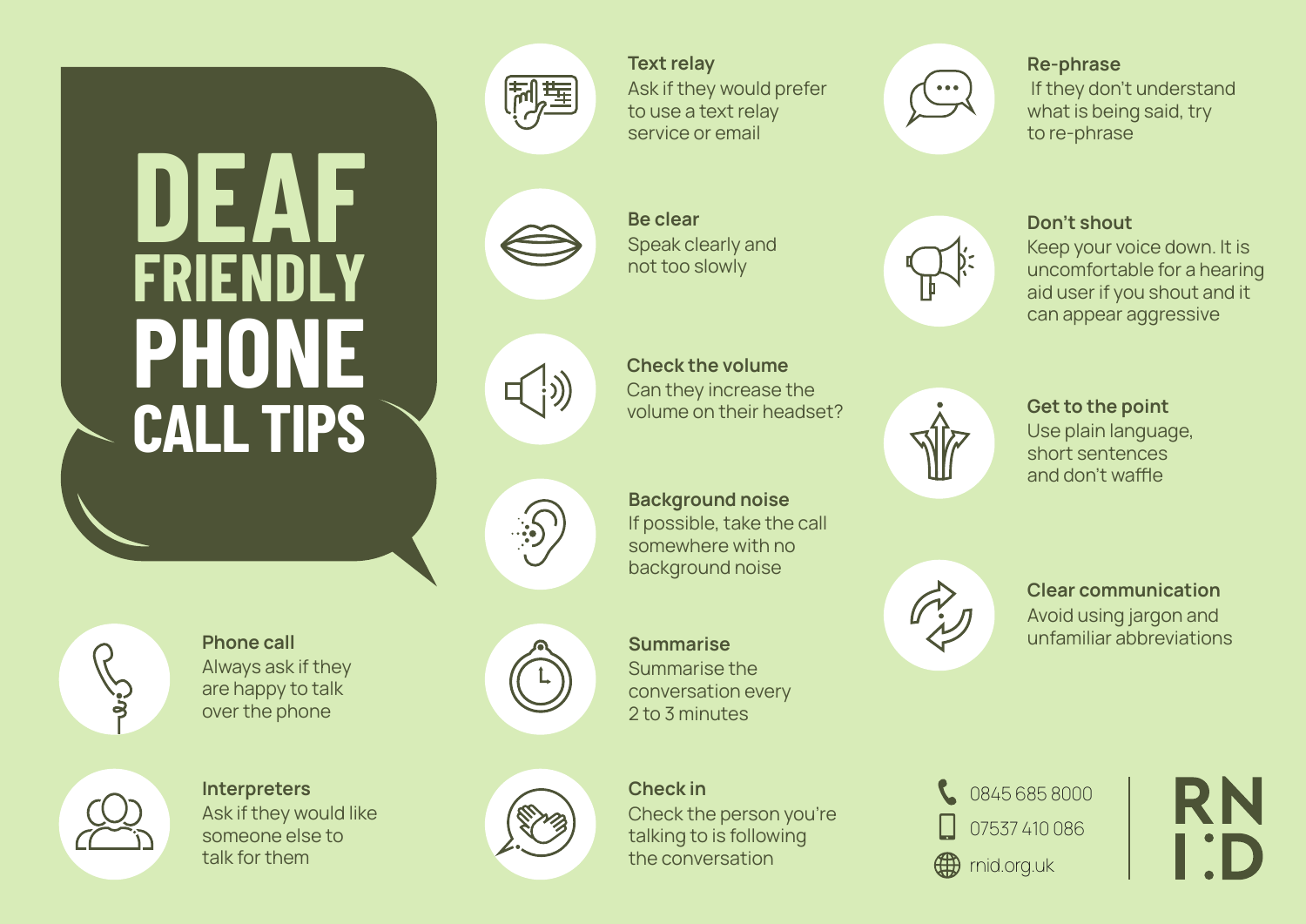# DEAF FRIENDLY PHONE CALL TIPS

**Phone call**
Always ask if they are happy to talk over the phone

**Interpreters**
Ask if they would like someone else to talk for them

**Text relay**
Ask if they would prefer to use a text relay service or email

**Be clear**
Speak clearly and not too slowly

**Check the volume**
Can they increase the volume on their headset?

**Background noise**
If possible, take the call somewhere with no background noise

**Summarise**
Summarise the conversation every 2 to 3 minutes

**Check in**
Check the person you're talking to is following the conversation

**Re-phrase**
If they don't understand what is being said, try to re-phrase

**Don't shout**
Keep your voice down. It is uncomfortable for a hearing aid user if you shout and it can appear aggressive

**Get to the point**
Use plain language, short sentences and don't waffle

**Clear communication**
Avoid using jargon and unfamiliar abbreviations

0845 685 8000
07537 410 086
rnid.org.uk

RNID